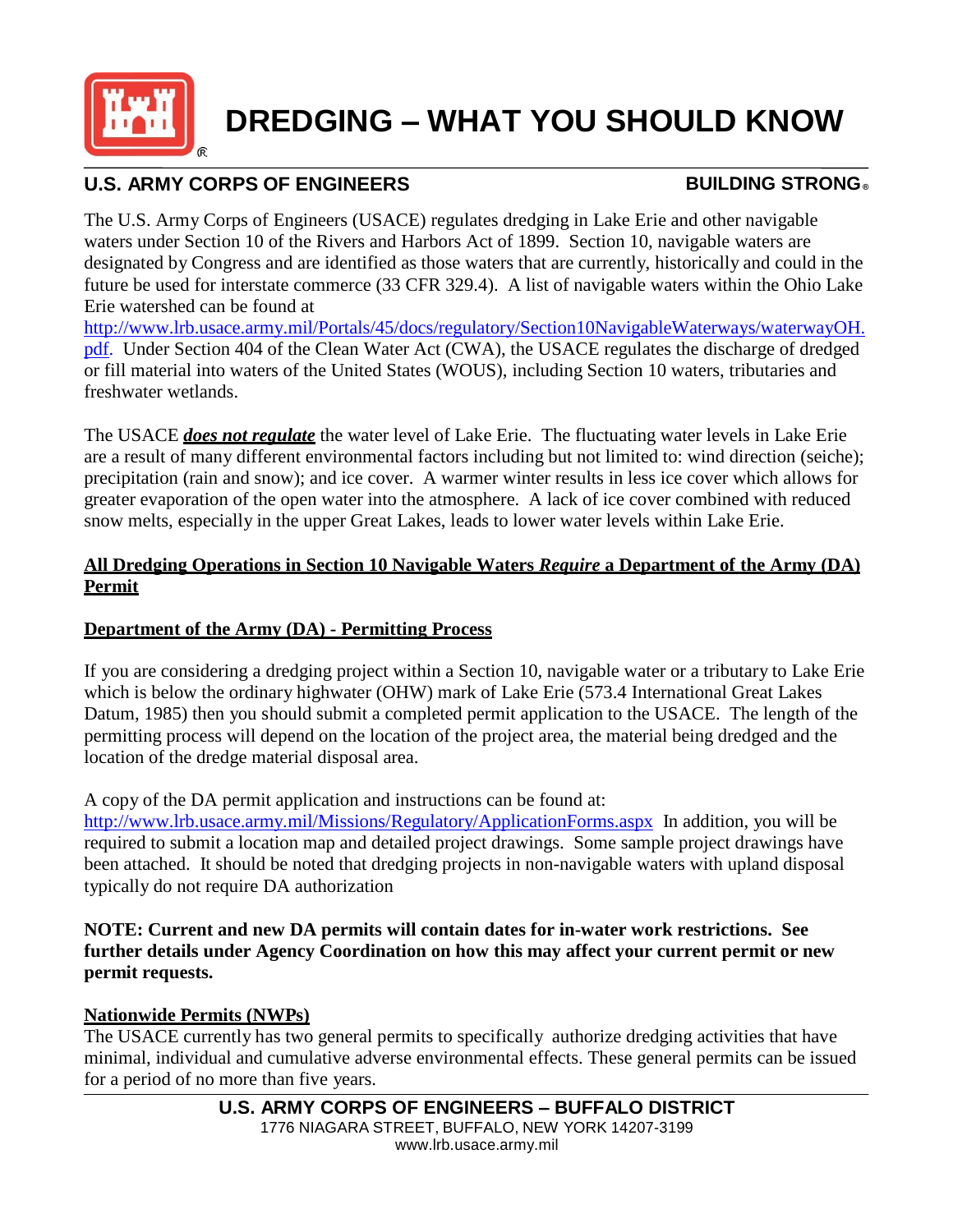# DREDGING – WHAT YOU SHOULD KNOW

**U.S. ARMY CORPS OF ENGINEERS** **BUILDING STRONG®**

The U.S. Army Corps of Engineers (USACE) regulates dredging in Lake Erie and other navigable waters under Section 10 of the Rivers and Harbors Act of 1899. Section 10, navigable waters are designated by Congress and are identified as those waters that are currently, historically and could in the future be used for interstate commerce (33 CFR 329.4). A list of navigable waters within the Ohio Lake Erie watershed can be found at http://www.lrb.usace.army.mil/Portals/45/docs/regulatory/Section10NavigableWaterways/waterwayOH.pdf. Under Section 404 of the Clean Water Act (CWA), the USACE regulates the discharge of dredged or fill material into waters of the United States (WOUS), including Section 10 waters, tributaries and freshwater wetlands.

The USACE ***does not regulate*** the water level of Lake Erie. The fluctuating water levels in Lake Erie are a result of many different environmental factors including but not limited to: wind direction (seiche); precipitation (rain and snow); and ice cover. A warmer winter results in less ice cover which allows for greater evaporation of the open water into the atmosphere. A lack of ice cover combined with reduced snow melts, especially in the upper Great Lakes, leads to lower water levels within Lake Erie.

## All Dredging Operations in Section 10 Navigable Waters *Require* a Department of the Army (DA) Permit

## Department of the Army (DA) - Permitting Process

If you are considering a dredging project within a Section 10, navigable water or a tributary to Lake Erie which is below the ordinary highwater (OHW) mark of Lake Erie (573.4 International Great Lakes Datum, 1985) then you should submit a completed permit application to the USACE. The length of the permitting process will depend on the location of the project area, the material being dredged and the location of the dredge material disposal area.

A copy of the DA permit application and instructions can be found at: http://www.lrb.usace.army.mil/Missions/Regulatory/ApplicationForms.aspx In addition, you will be required to submit a location map and detailed project drawings. Some sample project drawings have been attached. It should be noted that dredging projects in non-navigable waters with upland disposal typically do not require DA authorization

**NOTE: Current and new DA permits will contain dates for in-water work restrictions. See further details under Agency Coordination on how this may affect your current permit or new permit requests.**

## Nationwide Permits (NWPs)

The USACE currently has two general permits to specifically authorize dredging activities that have minimal, individual and cumulative adverse environmental effects. These general permits can be issued for a period of no more than five years.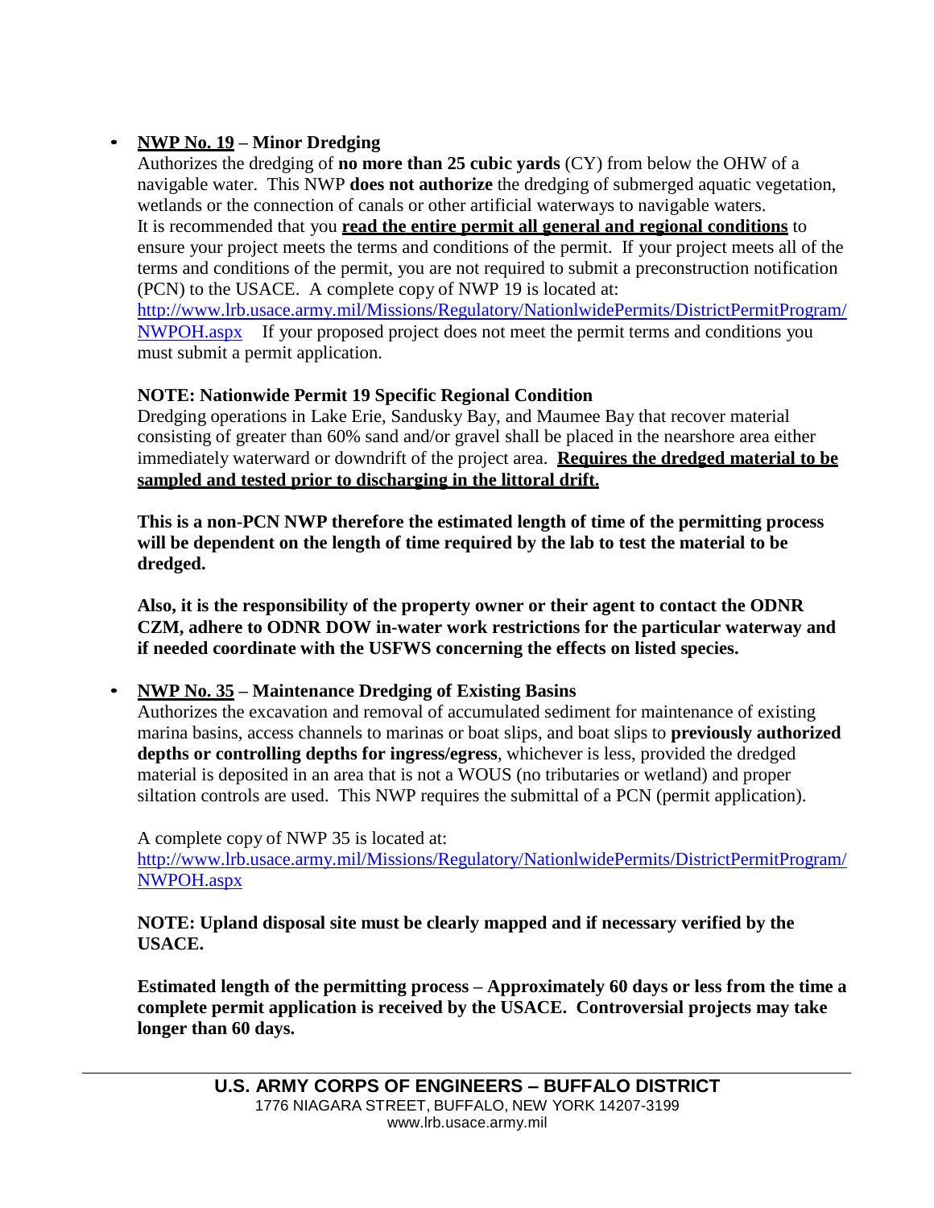- **<u>NWP No. 19</u> – Minor Dredging**

  Authorizes the dredging of **no more than 25 cubic yards** (CY) from below the OHW of a navigable water. This NWP **does not authorize** the dredging of submerged aquatic vegetation, wetlands or the connection of canals or other artificial waterways to navigable waters. It is recommended that you **<u>read the entire permit all general and regional conditions</u>** to ensure your project meets the terms and conditions of the permit. If your project meets all of the terms and conditions of the permit, you are not required to submit a preconstruction notification (PCN) to the USACE. A complete copy of NWP 19 is located at: [http://www.lrb.usace.army.mil/Missions/Regulatory/NationlwidePermits/DistrictPermitProgram/NWPOH.aspx](http://www.lrb.usace.army.mil/Missions/Regulatory/NationlwidePermits/DistrictPermitProgram/NWPOH.aspx) If your proposed project does not meet the permit terms and conditions you must submit a permit application.

  **NOTE: Nationwide Permit 19 Specific Regional Condition**

  Dredging operations in Lake Erie, Sandusky Bay, and Maumee Bay that recover material consisting of greater than 60% sand and/or gravel shall be placed in the nearshore area either immediately waterward or downdrift of the project area. **<u>Requires the dredged material to be sampled and tested prior to discharging in the littoral drift.</u>**

  **This is a non-PCN NWP therefore the estimated length of time of the permitting process will be dependent on the length of time required by the lab to test the material to be dredged.**

  **Also, it is the responsibility of the property owner or their agent to contact the ODNR CZM, adhere to ODNR DOW in-water work restrictions for the particular waterway and if needed coordinate with the USFWS concerning the effects on listed species.**

- **<u>NWP No. 35</u> – Maintenance Dredging of Existing Basins**

  Authorizes the excavation and removal of accumulated sediment for maintenance of existing marina basins, access channels to marinas or boat slips, and boat slips to **previously authorized depths or controlling depths for ingress/egress**, whichever is less, provided the dredged material is deposited in an area that is not a WOUS (no tributaries or wetland) and proper siltation controls are used. This NWP requires the submittal of a PCN (permit application).

  A complete copy of NWP 35 is located at: [http://www.lrb.usace.army.mil/Missions/Regulatory/NationlwidePermits/DistrictPermitProgram/NWPOH.aspx](http://www.lrb.usace.army.mil/Missions/Regulatory/NationlwidePermits/DistrictPermitProgram/NWPOH.aspx)

  **NOTE: Upland disposal site must be clearly mapped and if necessary verified by the USACE.**

  **Estimated length of the permitting process – Approximately 60 days or less from the time a complete permit application is received by the USACE. Controversial projects may take longer than 60 days.**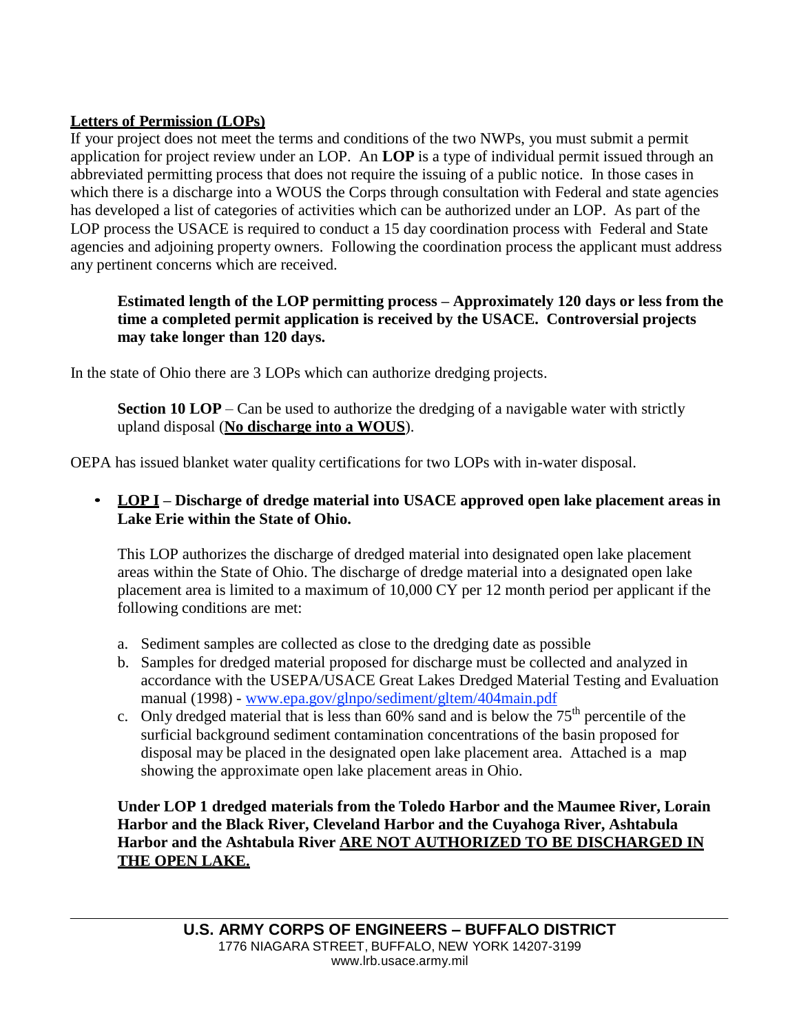## Letters of Permission (LOPs)

If your project does not meet the terms and conditions of the two NWPs, you must submit a permit application for project review under an LOP. An **LOP** is a type of individual permit issued through an abbreviated permitting process that does not require the issuing of a public notice. In those cases in which there is a discharge into a WOUS the Corps through consultation with Federal and state agencies has developed a list of categories of activities which can be authorized under an LOP. As part of the LOP process the USACE is required to conduct a 15 day coordination process with Federal and State agencies and adjoining property owners. Following the coordination process the applicant must address any pertinent concerns which are received.

> **Estimated length of the LOP permitting process – Approximately 120 days or less from the time a completed permit application is received by the USACE. Controversial projects may take longer than 120 days.**

In the state of Ohio there are 3 LOPs which can authorize dredging projects.

> **Section 10 LOP** – Can be used to authorize the dredging of a navigable water with strictly upland disposal (**No discharge into a WOUS**).

OEPA has issued blanket water quality certifications for two LOPs with in-water disposal.

- **LOP I – Discharge of dredge material into USACE approved open lake placement areas in Lake Erie within the State of Ohio.**

  This LOP authorizes the discharge of dredged material into designated open lake placement areas within the State of Ohio. The discharge of dredge material into a designated open lake placement area is limited to a maximum of 10,000 CY per 12 month period per applicant if the following conditions are met:

  a. Sediment samples are collected as close to the dredging date as possible
  b. Samples for dredged material proposed for discharge must be collected and analyzed in accordance with the USEPA/USACE Great Lakes Dredged Material Testing and Evaluation manual (1998) - www.epa.gov/glnpo/sediment/gltem/404main.pdf
  c. Only dredged material that is less than 60% sand and is below the 75th percentile of the surficial background sediment contamination concentrations of the basin proposed for disposal may be placed in the designated open lake placement area. Attached is a map showing the approximate open lake placement areas in Ohio.

  **Under LOP 1 dredged materials from the Toledo Harbor and the Maumee River, Lorain Harbor and the Black River, Cleveland Harbor and the Cuyahoga River, Ashtabula Harbor and the Ashtabula River ARE NOT AUTHORIZED TO BE DISCHARGED IN THE OPEN LAKE.**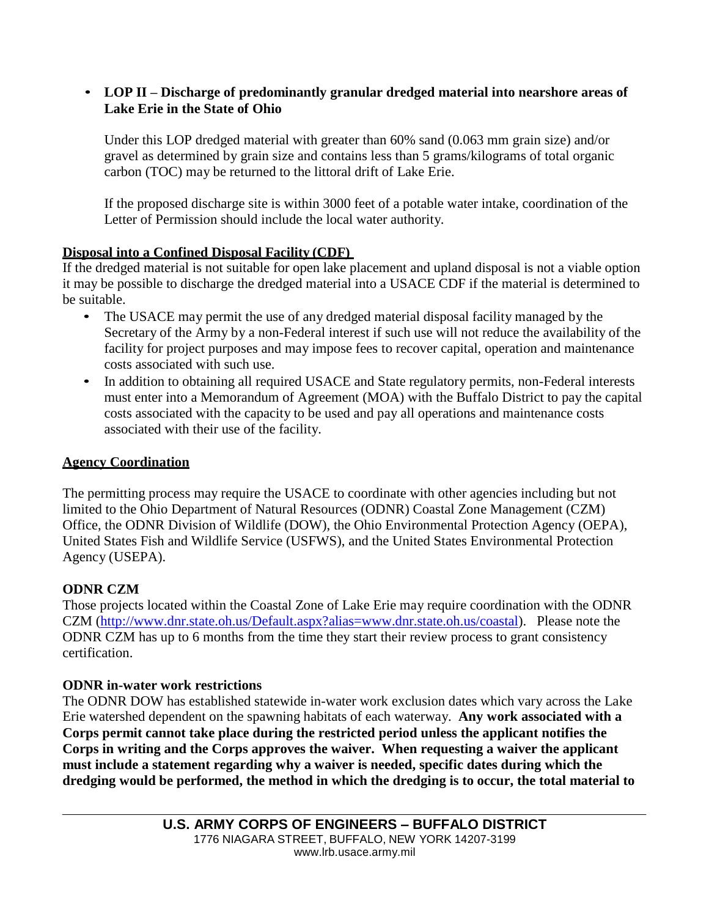- **LOP II – Discharge of predominantly granular dredged material into nearshore areas of Lake Erie in the State of Ohio**

  Under this LOP dredged material with greater than 60% sand (0.063 mm grain size) and/or gravel as determined by grain size and contains less than 5 grams/kilograms of total organic carbon (TOC) may be returned to the littoral drift of Lake Erie.

  If the proposed discharge site is within 3000 feet of a potable water intake, coordination of the Letter of Permission should include the local water authority.

**Disposal into a Confined Disposal Facility (CDF)**

If the dredged material is not suitable for open lake placement and upland disposal is not a viable option it may be possible to discharge the dredged material into a USACE CDF if the material is determined to be suitable.

- The USACE may permit the use of any dredged material disposal facility managed by the Secretary of the Army by a non-Federal interest if such use will not reduce the availability of the facility for project purposes and may impose fees to recover capital, operation and maintenance costs associated with such use.
- In addition to obtaining all required USACE and State regulatory permits, non-Federal interests must enter into a Memorandum of Agreement (MOA) with the Buffalo District to pay the capital costs associated with the capacity to be used and pay all operations and maintenance costs associated with their use of the facility.

**Agency Coordination**

The permitting process may require the USACE to coordinate with other agencies including but not limited to the Ohio Department of Natural Resources (ODNR) Coastal Zone Management (CZM) Office, the ODNR Division of Wildlife (DOW), the Ohio Environmental Protection Agency (OEPA), United States Fish and Wildlife Service (USFWS), and the United States Environmental Protection Agency (USEPA).

**ODNR CZM**

Those projects located within the Coastal Zone of Lake Erie may require coordination with the ODNR CZM (http://www.dnr.state.oh.us/Default.aspx?alias=www.dnr.state.oh.us/coastal). Please note the ODNR CZM has up to 6 months from the time they start their review process to grant consistency certification.

**ODNR in-water work restrictions**

The ODNR DOW has established statewide in-water work exclusion dates which vary across the Lake Erie watershed dependent on the spawning habitats of each waterway. **Any work associated with a Corps permit cannot take place during the restricted period unless the applicant notifies the Corps in writing and the Corps approves the waiver. When requesting a waiver the applicant must include a statement regarding why a waiver is needed, specific dates during which the dredging would be performed, the method in which the dredging is to occur, the total material to**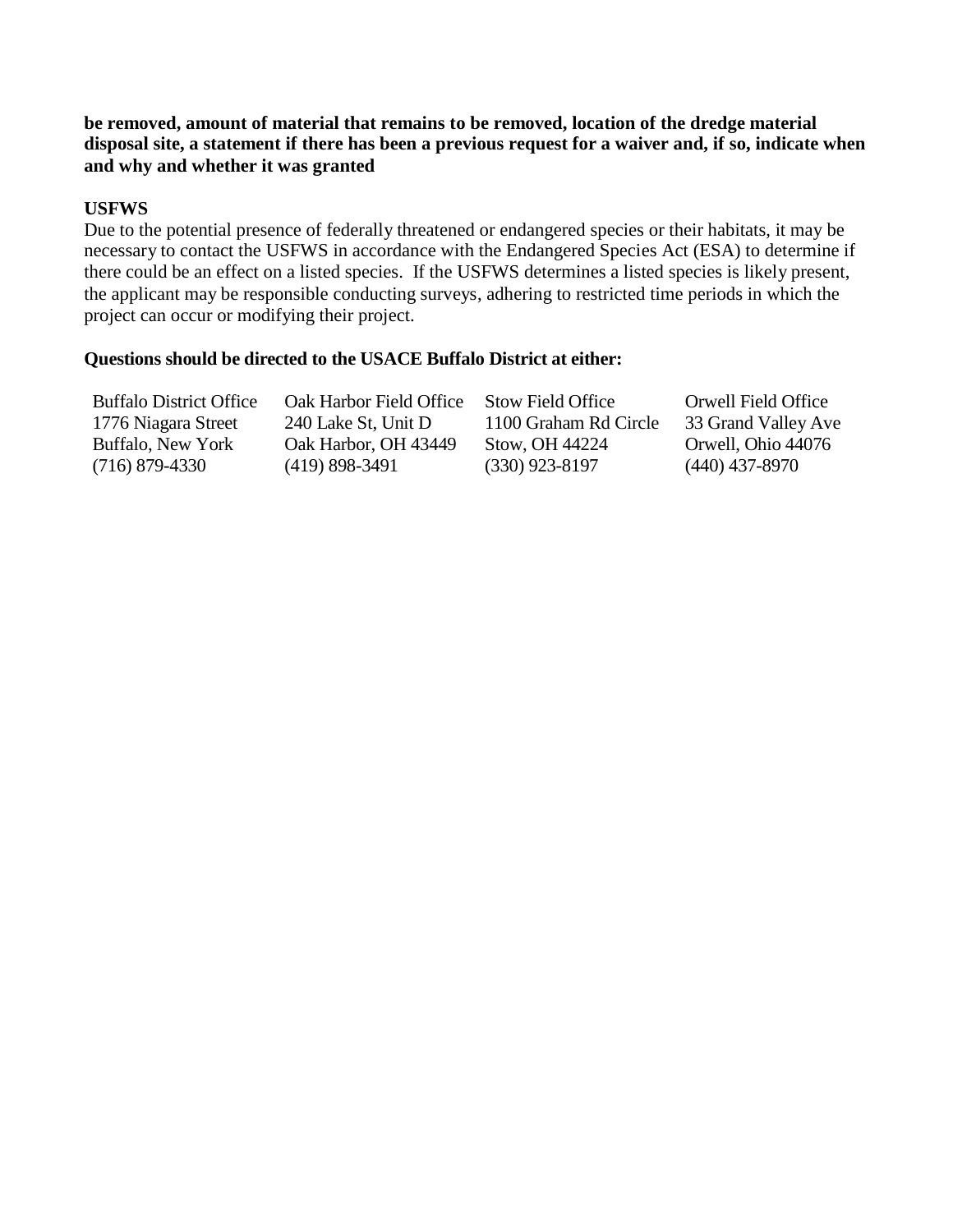**be removed, amount of material that remains to be removed, location of the dredge material disposal site, a statement if there has been a previous request for a waiver and, if so, indicate when and why and whether it was granted**

**USFWS**

Due to the potential presence of federally threatened or endangered species or their habitats, it may be necessary to contact the USFWS in accordance with the Endangered Species Act (ESA) to determine if there could be an effect on a listed species. If the USFWS determines a listed species is likely present, the applicant may be responsible conducting surveys, adhering to restricted time periods in which the project can occur or modifying their project.

**Questions should be directed to the USACE Buffalo District at either:**

| Buffalo District Office | Oak Harbor Field Office | Stow Field Office | Orwell Field Office |
| --- | --- | --- | --- |
| 1776 Niagara Street | 240 Lake St, Unit D | 1100 Graham Rd Circle | 33 Grand Valley Ave |
| Buffalo, New York | Oak Harbor, OH 43449 | Stow, OH 44224 | Orwell, Ohio 44076 |
| (716) 879-4330 | (419) 898-3491 | (330) 923-8197 | (440) 437-8970 |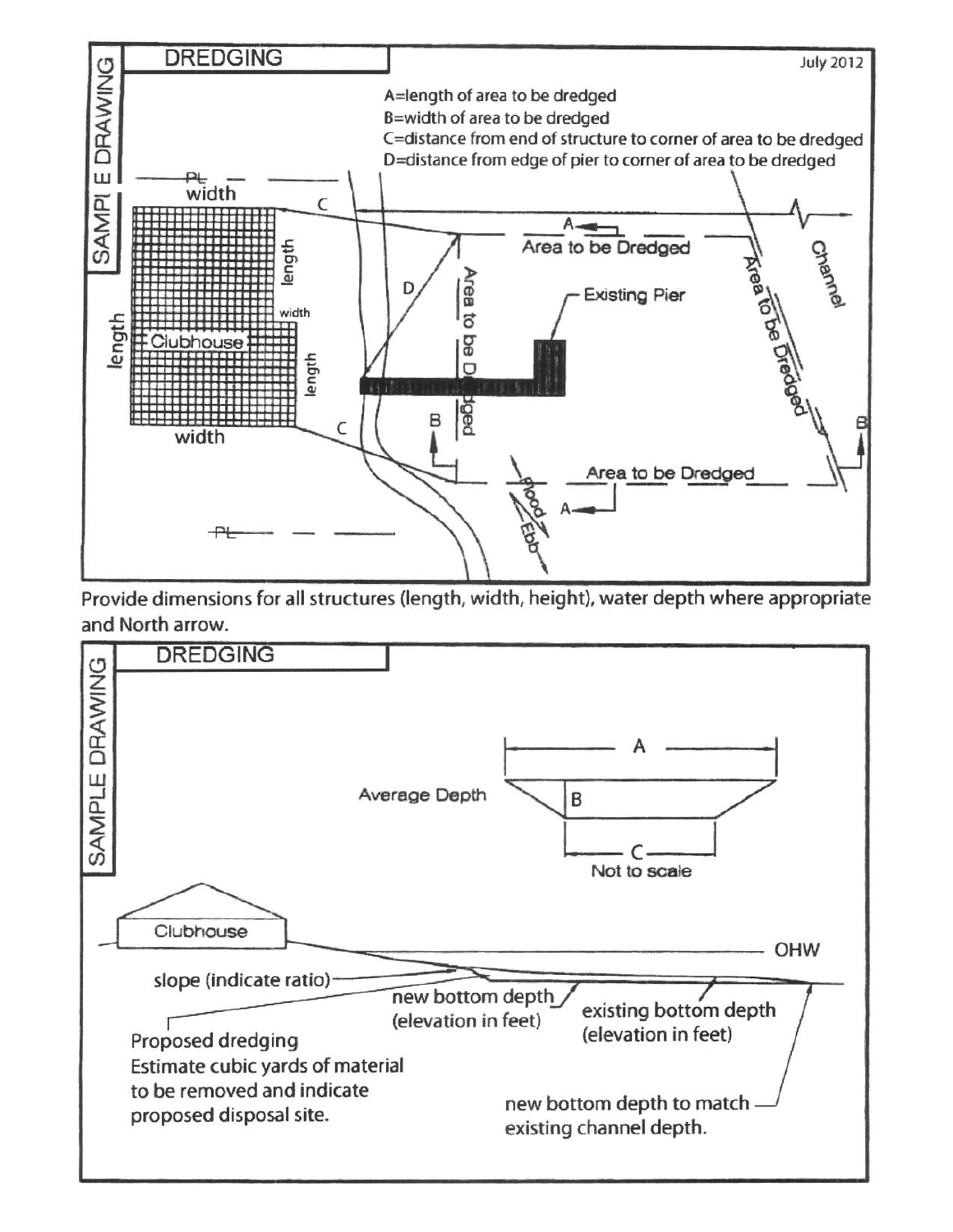## DREDGING

SAMPLE DRAWING

July 2012

A=length of area to be dredged
B=width of area to be dredged
C=distance from end of structure to corner of area to be dredged
D=distance from edge of pier to corner of area to be dredged

PL

width

length

Clubhouse

length

width

length

width

C

C

D

Area to be Dredged

Existing Pier

Area to be Dredged

Area to be Dredged

Channel

Area to be Dredged

A

A

B

B

Flood

Ebb

PL

Provide dimensions for all structures (length, width, height), water depth where appropriate and North arrow.

## DREDGING

SAMPLE DRAWING

Average Depth

A

B

C

Not to scale

Clubhouse

OHW

slope (indicate ratio)

new bottom depth (elevation in feet)

existing bottom depth (elevation in feet)

Proposed dredging
Estimate cubic yards of material to be removed and indicate proposed disposal site.

new bottom depth to match existing channel depth.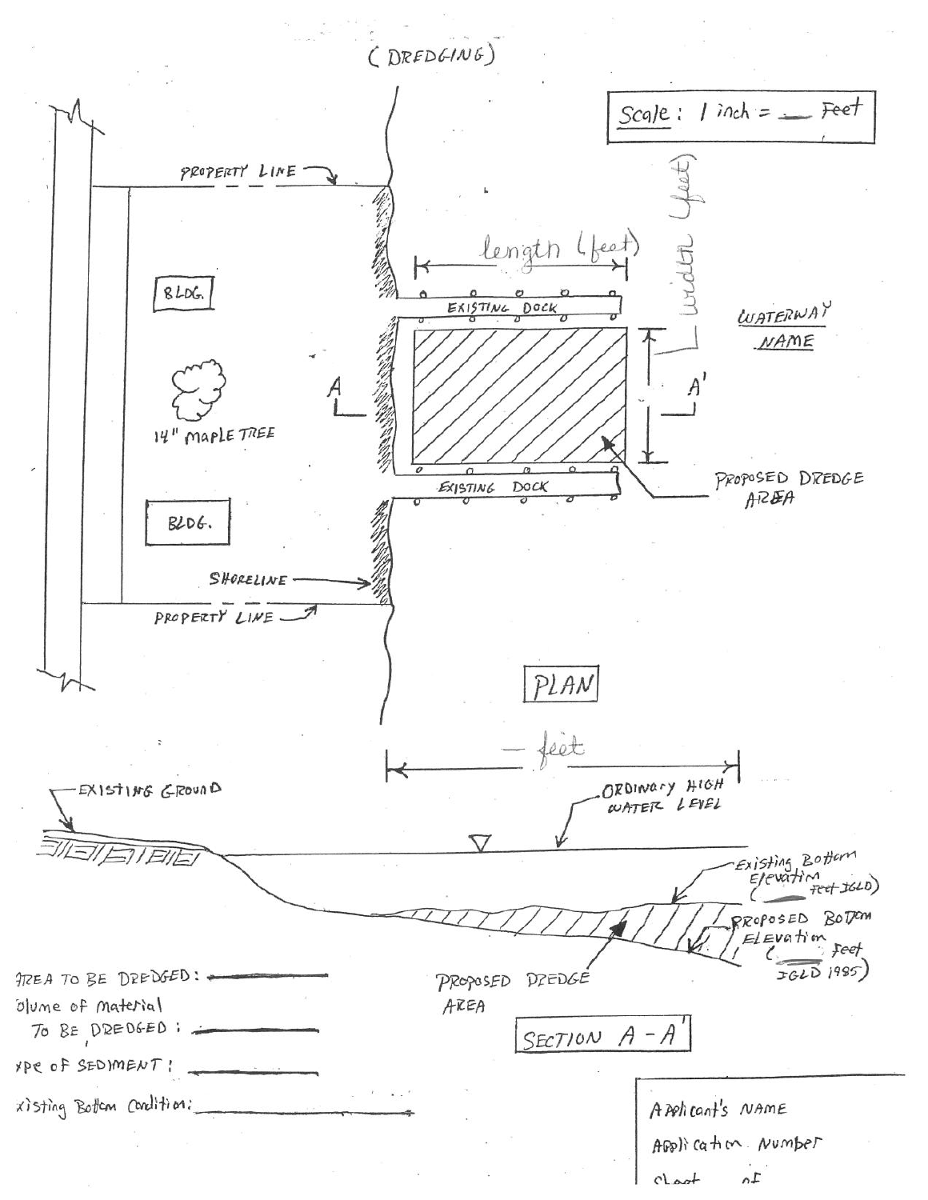(DREDGING)

Scale: 1 inch = ___ Feet

PROPERTY LINE

BLDG.

14" MAPLE TREE

BLDG.

SHORELINE

PROPERTY LINE

length (feet)

EXISTING DOCK

width (feet)

WATERWAY NAME

A

A'

EXISTING DOCK

PROPOSED DREDGE AREA

PLAN

— feet

EXISTING GROUND

ORDINARY HIGH WATER LEVEL

Existing Bottom Elevation (___ feet IGLD)

PROPOSED BOTTOM ELEVATION (___ feet IGLD 1985)

PROPOSED DREDGE AREA

SECTION A - A'

AREA TO BE DREDGED: ________

Volume of material TO BE DREDGED: ________

Type of SEDIMENT: ________

Existing Bottom Condition: ________

Applicant's NAME

Application Number

Sheet ___ of ___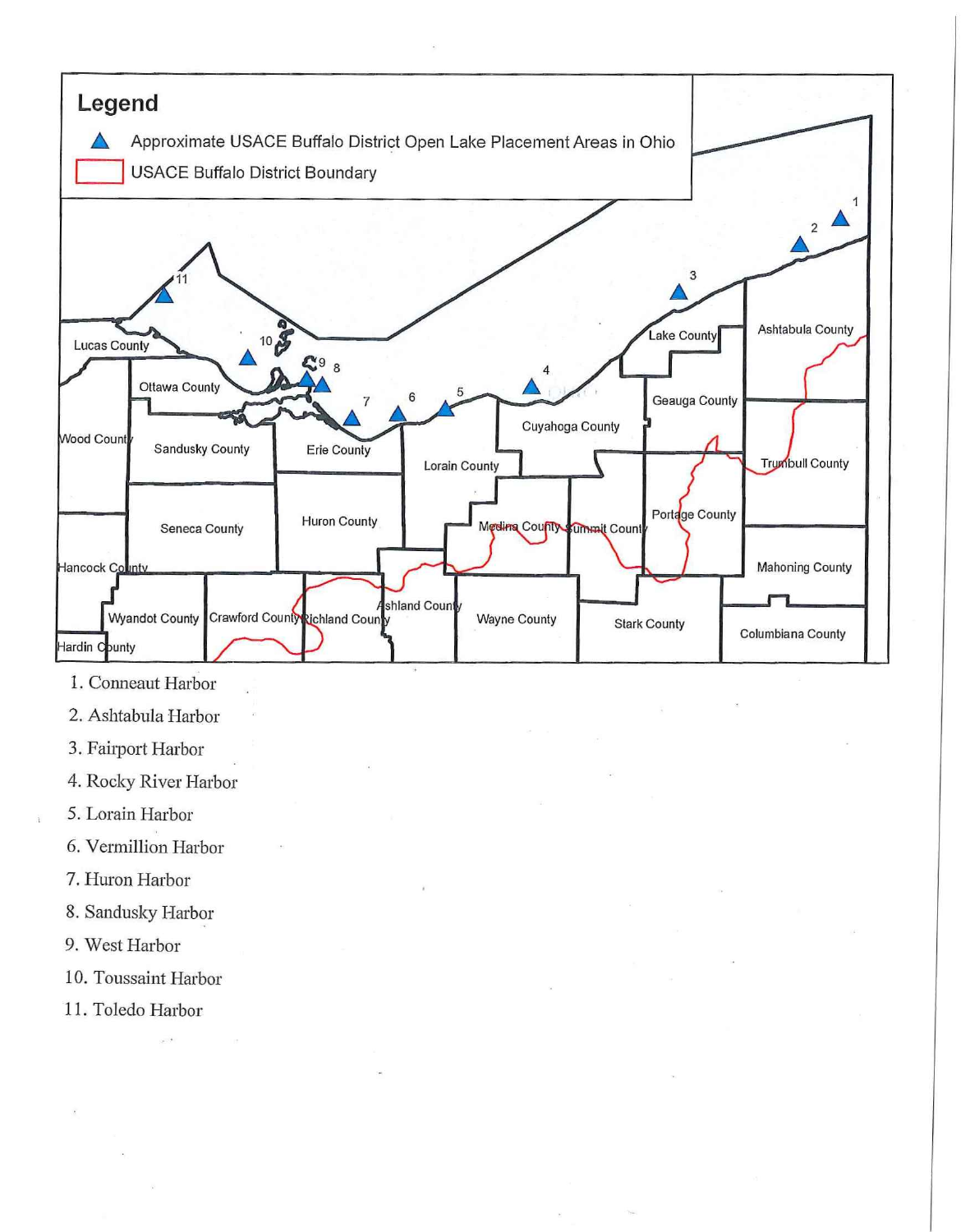**Legend**

Approximate USACE Buffalo District Open Lake Placement Areas in Ohio

USACE Buffalo District Boundary

Lucas County
Ottawa County
Wood County
Sandusky County
Erie County
Lorain County
Cuyahoga County
Lake County
Geauga County
Ashtabula County
Trumbull County
Portage County
Summit County
Medina County
Seneca County
Huron County
Hancock County
Wyandot County
Crawford County
Richland County
Ashland County
Wayne County
Stark County
Mahoning County
Columbiana County
Hardin County

1. Conneaut Harbor
2. Ashtabula Harbor
3. Fairport Harbor
4. Rocky River Harbor
5. Lorain Harbor
6. Vermillion Harbor
7. Huron Harbor
8. Sandusky Harbor
9. West Harbor
10. Toussaint Harbor
11. Toledo Harbor